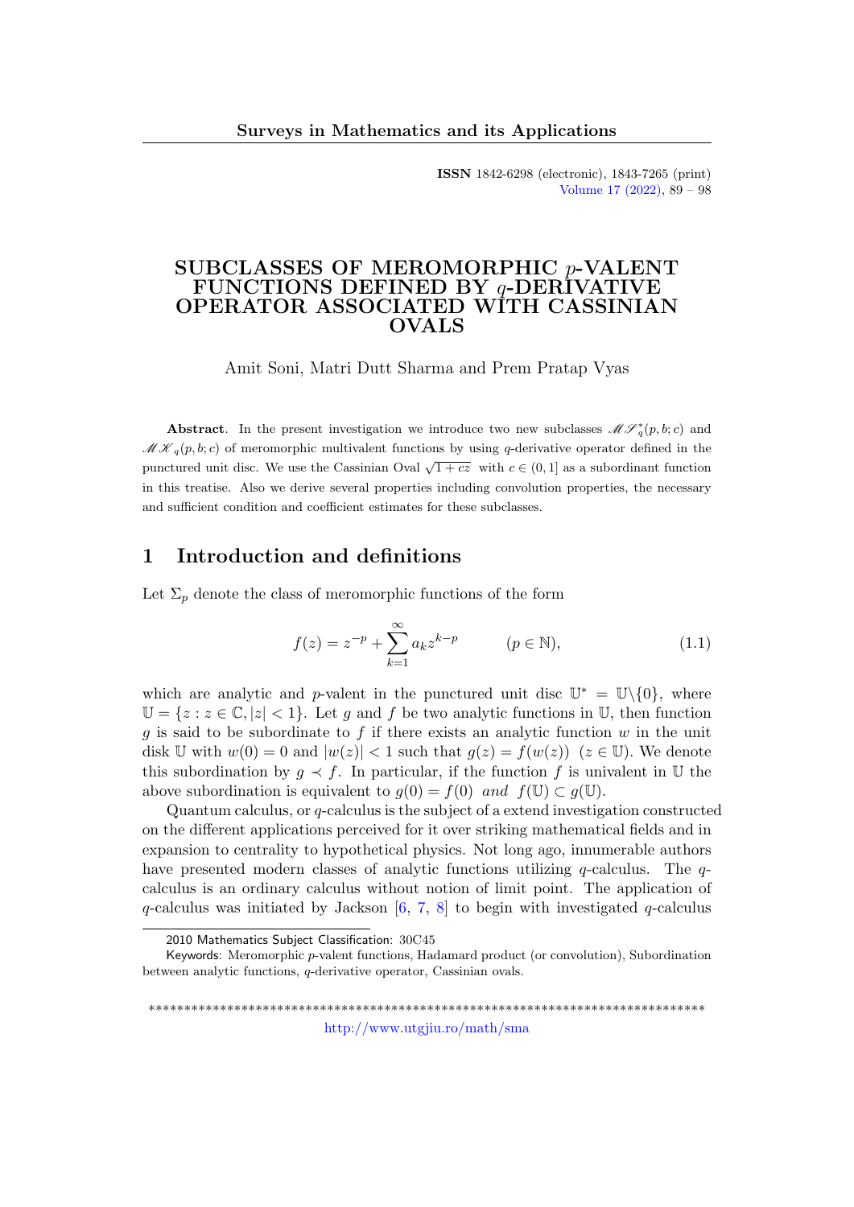# SUBCLASSES OF MEROMORPHIC $p$-VALENT FUNCTIONS DEFINED BY $q$-DERIVATIVE OPERATOR ASSOCIATED WITH CASSINIAN OVALS

Amit Soni, Matri Dutt Sharma and Prem Pratap Vyas

**Abstract**. In the present investigation we introduce two new subclasses $\mathscr{MS}_q^*(p,b;c)$ and $\mathscr{MK}_q(p,b;c)$ of meromorphic multivalent functions by using $q$-derivative operator defined in the punctured unit disc. We use the Cassinian Oval $\sqrt{1+cz}$ with $c \in (0,1]$ as a subordinant function in this treatise. Also we derive several properties including convolution properties, the necessary and sufficient condition and coefficient estimates for these subclasses.

## 1 Introduction and definitions

Let $\Sigma_p$ denote the class of meromorphic functions of the form

$$f(z) = z^{-p} + \sum_{k=1}^{\infty} a_k z^{k-p} \qquad (p \in \mathbb{N}), \tag{1.1}$$

which are analytic and $p$-valent in the punctured unit disc $\mathbb{U}^* = \mathbb{U}\backslash\{0\}$, where $\mathbb{U} = \{z : z \in \mathbb{C}, |z| < 1\}$. Let $g$ and $f$ be two analytic functions in $\mathbb{U}$, then function $g$ is said to be subordinate to $f$ if there exists an analytic function $w$ in the unit disk $\mathbb{U}$ with $w(0) = 0$ and $|w(z)| < 1$ such that $g(z) = f(w(z))$ $(z \in \mathbb{U})$. We denote this subordination by $g \prec f$. In particular, if the function $f$ is univalent in $\mathbb{U}$ the above subordination is equivalent to $g(0) = f(0)$ *and* $f(\mathbb{U}) \subset g(\mathbb{U})$.

Quantum calculus, or $q$-calculus is the subject of a extend investigation constructed on the different applications perceived for it over striking mathematical fields and in expansion to centrality to hypothetical physics. Not long ago, innumerable authors have presented modern classes of analytic functions utilizing $q$-calculus. The $q$-calculus is an ordinary calculus without notion of limit point. The application of $q$-calculus was initiated by Jackson [6, 7, 8] to begin with investigated $q$-calculus

2010 Mathematics Subject Classification: 30C45

Keywords: Meromorphic $p$-valent functions, Hadamard product (or convolution), Subordination between analytic functions, $q$-derivative operator, Cassinian ovals.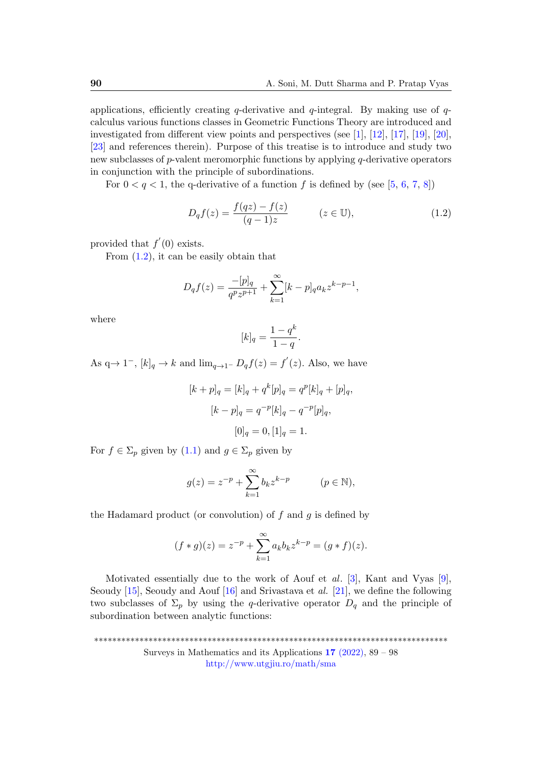applications, efficiently creating $q$-derivative and $q$-integral. By making use of $q$-calculus various functions classes in Geometric Functions Theory are introduced and investigated from different view points and perspectives (see [1], [12], [17], [19], [20], [23] and references therein). Purpose of this treatise is to introduce and study two new subclasses of $p$-valent meromorphic functions by applying $q$-derivative operators in conjunction with the principle of subordinations.

For $0 < q < 1$, the q-derivative of a function $f$ is defined by (see [5, 6, 7, 8])

$$D_q f(z) = \frac{f(qz) - f(z)}{(q-1)z} \qquad (z \in \mathbb{U}), \tag{1.2}$$

provided that $f^{'}(0)$ exists.

From (1.2), it can be easily obtain that

$$D_q f(z) = \frac{-[p]_q}{q^p z^{p+1}} + \sum_{k=1}^{\infty} [k-p]_q a_k z^{k-p-1},$$

where

$$[k]_q = \frac{1-q^k}{1-q}.$$

As q$\rightarrow 1^-$, $[k]_q \rightarrow k$ and $\lim_{q \rightarrow 1^-} D_q f(z) = f^{'}(z)$. Also, we have

$$[k+p]_q = [k]_q + q^k [p]_q = q^p [k]_q + [p]_q,$$

$$[k-p]_q = q^{-p}[k]_q - q^{-p}[p]_q,$$

$$[0]_q = 0, [1]_q = 1.$$

For $f \in \Sigma_p$ given by (1.1) and $g \in \Sigma_p$ given by

$$g(z) = z^{-p} + \sum_{k=1}^{\infty} b_k z^{k-p} \qquad (p \in \mathbb{N}),$$

the Hadamard product (or convolution) of $f$ and $g$ is defined by

$$(f * g)(z) = z^{-p} + \sum_{k=1}^{\infty} a_k b_k z^{k-p} = (g * f)(z).$$

Motivated essentially due to the work of Aouf et *al*. [3], Kant and Vyas [9], Seoudy [15], Seoudy and Aouf [16] and Srivastava et *al*. [21], we define the following two subclasses of $\Sigma_p$ by using the $q$-derivative operator $D_q$ and the principle of subordination between analytic functions: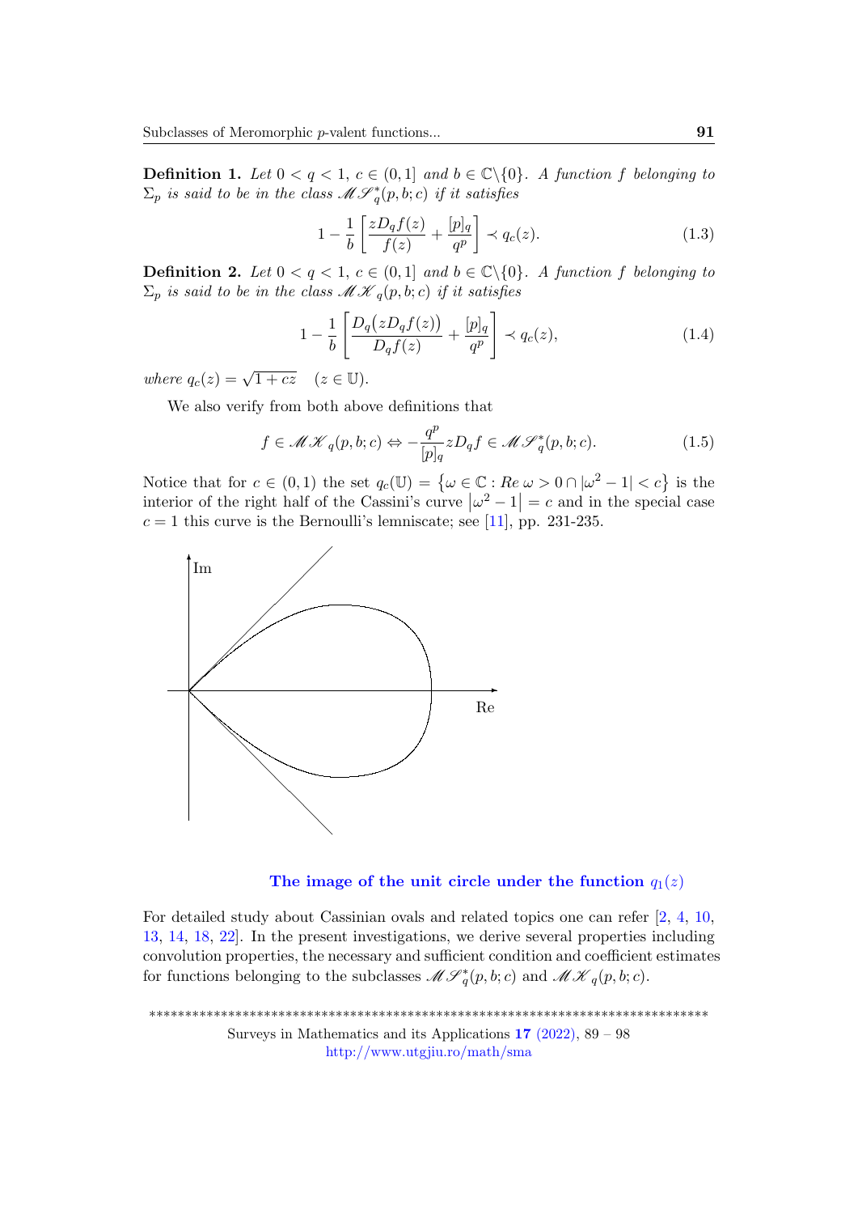**Definition 1.** *Let $0 < q < 1$, $c \in (0, 1]$ and $b \in \mathbb{C}\backslash\{0\}$. A function $f$ belonging to $\Sigma_p$ is said to be in the class $\mathscr{MS}_q^*(p, b; c)$ if it satisfies*

$$1 - \frac{1}{b}\left[\frac{zD_qf(z)}{f(z)} + \frac{[p]_q}{q^p}\right] \prec q_c(z). \tag{1.3}$$

**Definition 2.** *Let $0 < q < 1$, $c \in (0, 1]$ and $b \in \mathbb{C}\backslash\{0\}$. A function $f$ belonging to $\Sigma_p$ is said to be in the class $\mathscr{MK}_q(p, b; c)$ if it satisfies*

$$1 - \frac{1}{b}\left[\frac{D_q\big(zD_qf(z)\big)}{D_qf(z)} + \frac{[p]_q}{q^p}\right] \prec q_c(z), \tag{1.4}$$

*where* $q_c(z) = \sqrt{1 + cz} \quad (z \in \mathbb{U})$.

We also verify from both above definitions that

$$f \in \mathscr{MK}_q(p, b; c) \Leftrightarrow -\frac{q^p}{[p]_q} zD_qf \in \mathscr{MS}_q^*(p, b; c). \tag{1.5}$$

Notice that for $c \in (0, 1)$ the set $q_c(\mathbb{U}) = \{\omega \in \mathbb{C} : Re\ \omega > 0 \cap |\omega^2 - 1| < c\}$ is the interior of the right half of the Cassini's curve $|\omega^2 - 1| = c$ and in the special case $c = 1$ this curve is the Bernoulli's lemniscate; see [11], pp. 231-235.

**The image of the unit circle under the function $q_1(z)$**

For detailed study about Cassinian ovals and related topics one can refer [2, 4, 10, 13, 14, 18, 22]. In the present investigations, we derive several properties including convolution properties, the necessary and sufficient condition and coefficient estimates for functions belonging to the subclasses $\mathscr{MS}_q^*(p, b; c)$ and $\mathscr{MK}_q(p, b; c)$.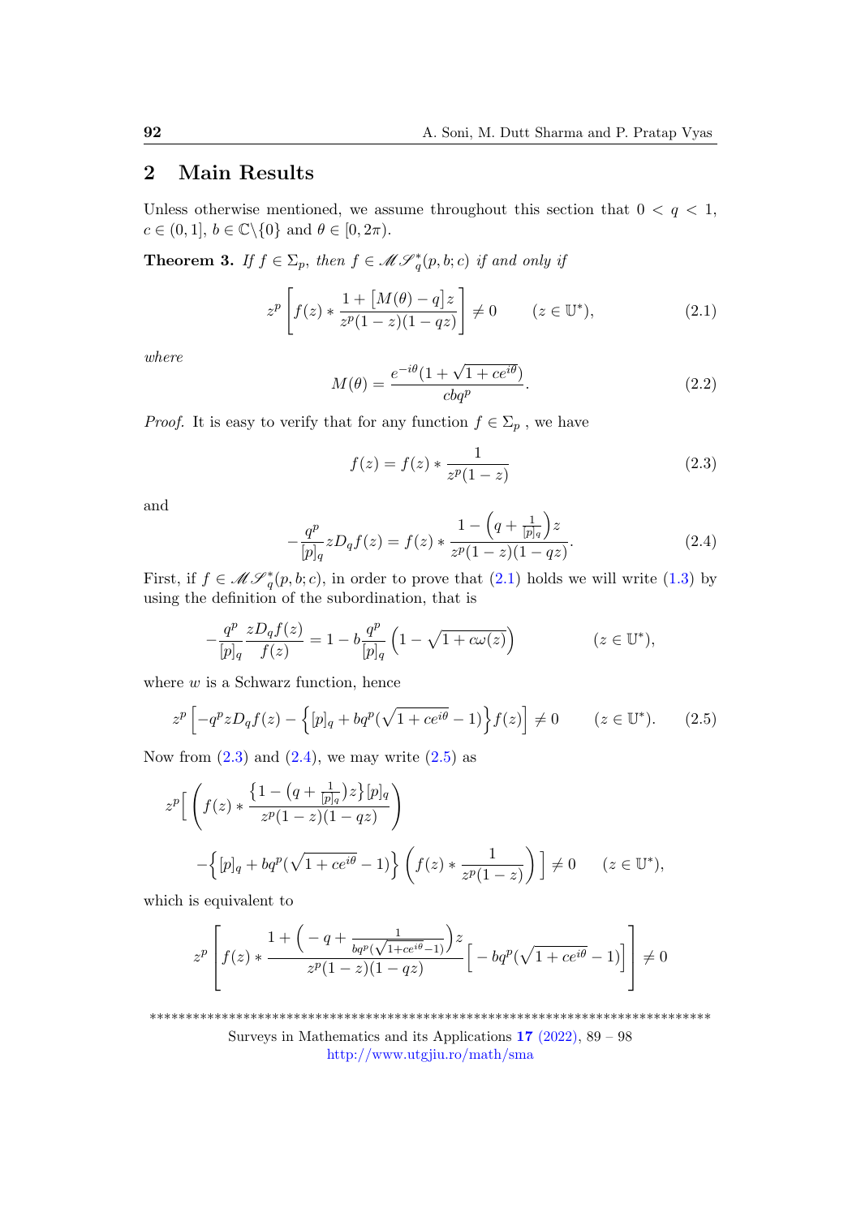## 2 Main Results

Unless otherwise mentioned, we assume throughout this section that $0 < q < 1$, $c \in (0,1]$, $b \in \mathbb{C}\backslash\{0\}$ and $\theta \in [0, 2\pi)$.

**Theorem 3.** *If $f \in \Sigma_p$, then $f \in \mathscr{MS}_q^*(p,b;c)$ if and only if*

$$z^p \left[ f(z) * \frac{1 + \big[M(\theta) - q\big] z}{z^p(1-z)(1-qz)} \right] \neq 0 \qquad (z \in \mathbb{U}^*), \tag{2.1}$$

*where*

$$M(\theta) = \frac{e^{-i\theta}(1 + \sqrt{1 + ce^{i\theta}})}{cbq^p}. \tag{2.2}$$

*Proof.* It is easy to verify that for any function $f \in \Sigma_p$ , we have

$$f(z) = f(z) * \frac{1}{z^p(1-z)} \tag{2.3}$$

and

$$-\frac{q^p}{[p]_q} z D_q f(z) = f(z) * \frac{1 - \left(q + \frac{1}{[p]_q}\right) z}{z^p (1-z)(1-qz)}. \tag{2.4}$$

First, if $f \in \mathscr{MS}_q^*(p,b;c)$, in order to prove that (2.1) holds we will write (1.3) by using the definition of the subordination, that is

$$-\frac{q^p}{[p]_q} \frac{zD_q f(z)}{f(z)} = 1 - b\frac{q^p}{[p]_q}\left(1 - \sqrt{1 + c\omega(z)}\right) \qquad (z \in \mathbb{U}^*),$$

where $w$ is a Schwarz function, hence

$$z^p\left[ -q^p z D_q f(z) - \left\{ [p]_q + bq^p(\sqrt{1 + ce^{i\theta}} - 1) \right\} f(z) \right] \neq 0 \qquad (z \in \mathbb{U}^*). \tag{2.5}$$

Now from (2.3) and (2.4), we may write (2.5) as

$$z^p \Bigg[ \left( f(z) * \frac{\left\{1 - \left(q + \frac{1}{[p]_q}\right) z\right\} [p]_q}{z^p(1-z)(1-qz)} \right) - \left\{ [p]_q + bq^p(\sqrt{1 + ce^{i\theta}} - 1) \right\} \left( f(z) * \frac{1}{z^p(1-z)} \right) \Bigg] \neq 0 \qquad (z \in \mathbb{U}^*),$$

which is equivalent to

$$z^p \left[ f(z) * \frac{1 + \left( -q + \frac{1}{bq^p(\sqrt{1 + ce^{i\theta}} - 1)} \right) z}{z^p(1-z)(1-qz)} \Big[ -bq^p(\sqrt{1 + ce^{i\theta}} - 1) \Big] \right] \neq 0$$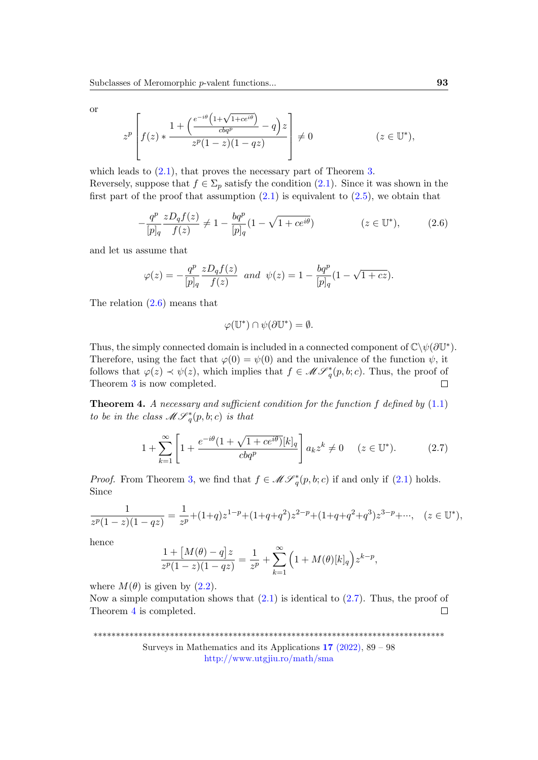or

$$z^p \left[ f(z) * \frac{1 + \left( \frac{e^{-i\theta}\left(1+\sqrt{1+ce^{i\theta}}\right)}{cbq^p} - q \right) z}{z^p(1-z)(1-qz)} \right] \neq 0 \qquad (z \in \mathbb{U}^*),$$

which leads to (2.1), that proves the necessary part of Theorem 3.
Reversely, suppose that $f \in \Sigma_p$ satisfy the condition (2.1). Since it was shown in the first part of the proof that assumption (2.1) is equivalent to (2.5), we obtain that

$$-\frac{q^p}{[p]_q}\frac{zD_q f(z)}{f(z)} \neq 1 - \frac{bq^p}{[p]_q}(1-\sqrt{1+ce^{i\theta}}) \qquad (z \in \mathbb{U}^*), \tag{2.6}$$

and let us assume that

$$\varphi(z) = -\frac{q^p}{[p]_q}\frac{zD_q f(z)}{f(z)} \;\; \textit{and} \;\; \psi(z) = 1 - \frac{bq^p}{[p]_q}(1-\sqrt{1+cz}).$$

The relation (2.6) means that

$$\varphi(\mathbb{U}^*) \cap \psi(\partial\mathbb{U}^*) = \emptyset.$$

Thus, the simply connected domain is included in a connected component of $\mathbb{C}\backslash\psi(\partial\mathbb{U}^*)$. Therefore, using the fact that $\varphi(0) = \psi(0)$ and the univalence of the function $\psi$, it follows that $\varphi(z) \prec \psi(z)$, which implies that $f \in \mathscr{MS}_q^*(p,b;c)$. Thus, the proof of Theorem 3 is now completed. $\square$

**Theorem 4.** *A necessary and sufficient condition for the function $f$ defined by (1.1) to be in the class $\mathscr{MS}_q^*(p,b;c)$ is that*

$$1 + \sum_{k=1}^{\infty}\left[1 + \frac{e^{-i\theta}(1+\sqrt{1+ce^{i\theta}})[k]_q}{cbq^p}\right] a_k z^k \neq 0 \quad (z \in \mathbb{U}^*). \tag{2.7}$$

*Proof.* From Theorem 3, we find that $f \in \mathscr{MS}_q^*(p,b;c)$ if and only if (2.1) holds. Since

$$\frac{1}{z^p(1-z)(1-qz)} = \frac{1}{z^p} + (1+q)z^{1-p} + (1+q+q^2)z^{2-p} + (1+q+q^2+q^3)z^{3-p} + \cdots, \quad (z \in \mathbb{U}^*),$$

hence

$$\frac{1 + \left[M(\theta) - q\right]z}{z^p(1-z)(1-qz)} = \frac{1}{z^p} + \sum_{k=1}^{\infty}\left(1 + M(\theta)[k]_q\right)z^{k-p},$$

where $M(\theta)$ is given by (2.2).
Now a simple computation shows that (2.1) is identical to (2.7). Thus, the proof of Theorem 4 is completed. $\square$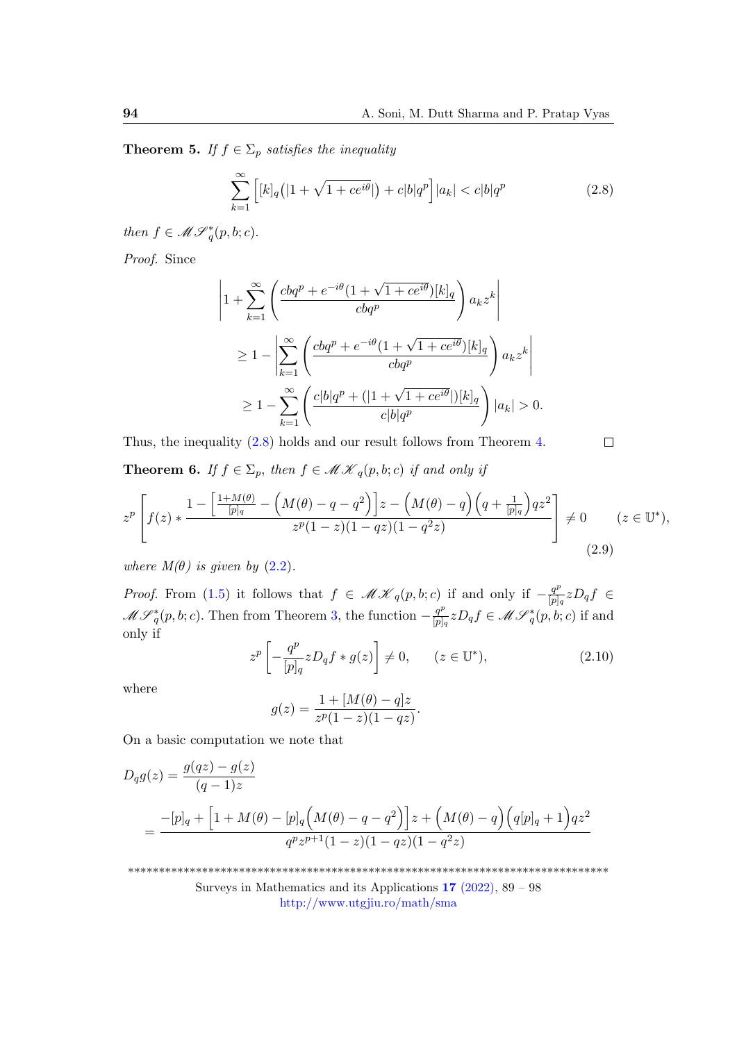**Theorem 5.** *If $f \in \Sigma_p$ satisfies the inequality*

$$\sum_{k=1}^{\infty} \Big[ [k]_q \big( |1 + \sqrt{1 + ce^{i\theta}}| \big) + c|b|q^p \Big] |a_k| < c|b|q^p \tag{2.8}$$

*then $f \in \mathscr{MS}^*_q(p, b; c)$.*

*Proof.* Since

$$\left| 1 + \sum_{k=1}^{\infty} \left( \frac{cbq^p + e^{-i\theta}(1 + \sqrt{1 + ce^{i\theta}})[k]_q}{cbq^p} \right) a_k z^k \right|$$

$$\geq 1 - \left| \sum_{k=1}^{\infty} \left( \frac{cbq^p + e^{-i\theta}(1 + \sqrt{1 + ce^{i\theta}})[k]_q}{cbq^p} \right) a_k z^k \right|$$

$$\geq 1 - \sum_{k=1}^{\infty} \left( \frac{c|b|q^p + (|1 + \sqrt{1 + ce^{i\theta}}|)[k]_q}{c|b|q^p} \right) |a_k| > 0.$$

Thus, the inequality (2.8) holds and our result follows from Theorem 4. $\square$

**Theorem 6.** *If $f \in \Sigma_p$, then $f \in \mathscr{MK}_q(p, b; c)$ if and only if*

$$z^p \left[ f(z) * \frac{1 - \left[ \frac{1 + M(\theta)}{[p]_q} - \Big( M(\theta) - q - q^2 \Big) \right] z - \Big( M(\theta) - q \Big) \Big( q + \frac{1}{[p]_q} \Big) q z^2}{z^p (1 - z)(1 - qz)(1 - q^2 z)} \right] \neq 0 \qquad (z \in \mathbb{U}^*), \tag{2.9}$$

*where $M(\theta)$ is given by (2.2).*

*Proof.* From (1.5) it follows that $f \in \mathscr{MK}_q(p, b; c)$ if and only if $-\frac{q^p}{[p]_q} z D_q f \in \mathscr{MS}^*_q(p, b; c)$. Then from Theorem 3, the function $-\frac{q^p}{[p]_q} z D_q f \in \mathscr{MS}^*_q(p, b; c)$ if and only if

$$z^p \left[ -\frac{q^p}{[p]_q} z D_q f * g(z) \right] \neq 0, \qquad (z \in \mathbb{U}^*), \tag{2.10}$$

where

$$g(z) = \frac{1 + [M(\theta) - q]z}{z^p (1 - z)(1 - qz)}.$$

On a basic computation we note that

$$D_q g(z) = \frac{g(qz) - g(z)}{(q - 1)z}$$

$$= \frac{-[p]_q + \Big[ 1 + M(\theta) - [p]_q \Big( M(\theta) - q - q^2 \Big) \Big] z + \Big( M(\theta) - q \Big) \Big( q[p]_q + 1 \Big) q z^2}{q^p z^{p+1} (1 - z)(1 - qz)(1 - q^2 z)}$$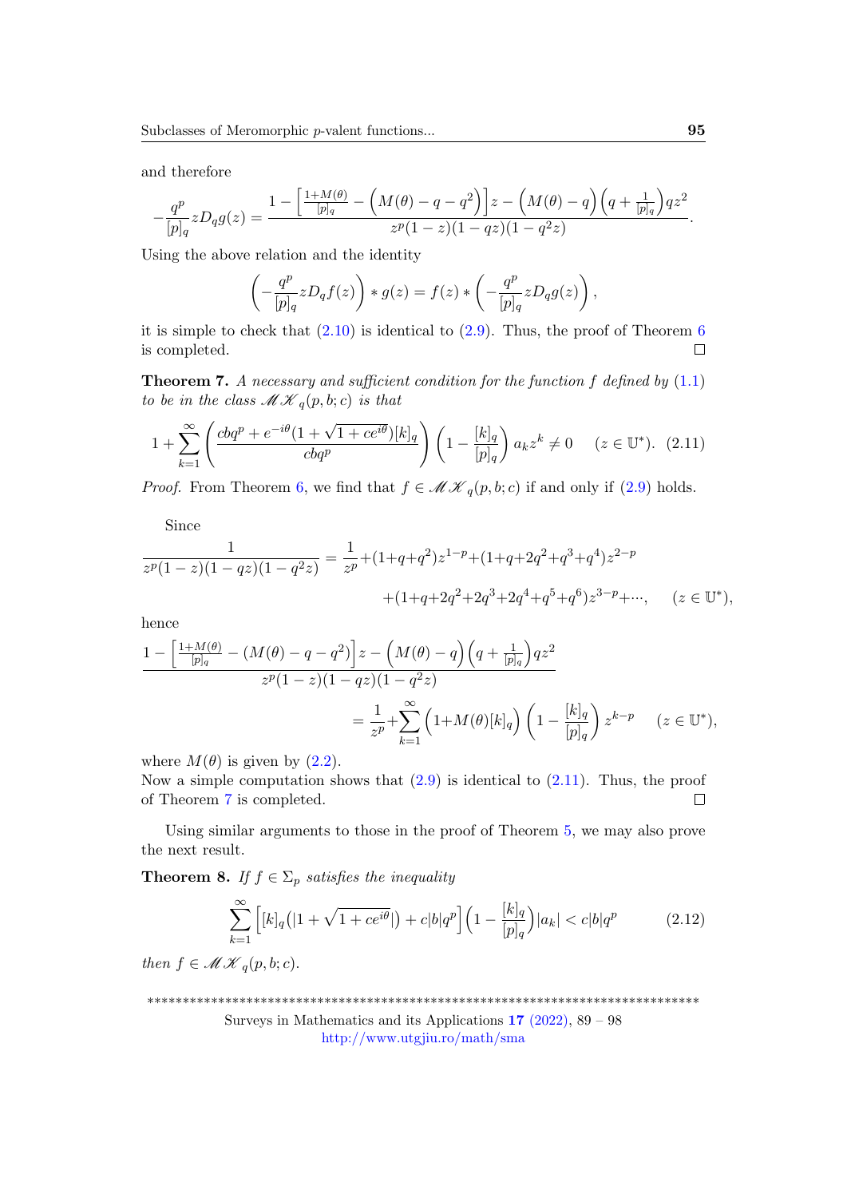and therefore

$$-\frac{q^p}{[p]_q} z D_q g(z) = \frac{1 - \left[\frac{1+M(\theta)}{[p]_q} - \Big(M(\theta) - q - q^2\Big)\right] z - \Big(M(\theta) - q\Big)\left(q + \frac{1}{[p]_q}\right) q z^2}{z^p(1-z)(1-qz)(1-q^2 z)}.$$

Using the above relation and the identity

$$\left(-\frac{q^p}{[p]_q} z D_q f(z)\right) * g(z) = f(z) * \left(-\frac{q^p}{[p]_q} z D_q g(z)\right),$$

it is simple to check that (2.10) is identical to (2.9). Thus, the proof of Theorem 6 is completed. □

**Theorem 7.** *A necessary and sufficient condition for the function $f$ defined by (1.1) to be in the class $\mathscr{MK}_q(p, b; c)$ is that*

$$1 + \sum_{k=1}^{\infty} \left( \frac{cbq^p + e^{-i\theta}(1 + \sqrt{1 + ce^{i\theta}})[k]_q}{cbq^p} \right) \left(1 - \frac{[k]_q}{[p]_q}\right) a_k z^k \neq 0 \qquad (z \in \mathbb{U}^*). \quad (2.11)$$

*Proof.* From Theorem 6, we find that $f \in \mathscr{MK}_q(p, b; c)$ if and only if (2.9) holds.

Since

$$\frac{1}{z^p(1-z)(1-qz)(1-q^2z)} = \frac{1}{z^p} + (1+q+q^2) z^{1-p} + (1+q+2q^2+q^3+q^4) z^{2-p}$$
$$+ (1+q+2q^2+2q^3+2q^4+q^5+q^6) z^{3-p} + \cdots, \qquad (z \in \mathbb{U}^*),$$

hence

$$\frac{1 - \left[\frac{1+M(\theta)}{[p]_q} - (M(\theta) - q - q^2)\right] z - \Big(M(\theta) - q\Big)\left(q + \frac{1}{[p]_q}\right) q z^2}{z^p(1-z)(1-qz)(1-q^2z)}$$
$$= \frac{1}{z^p} + \sum_{k=1}^{\infty} \Big(1 + M(\theta)[k]_q\Big) \left(1 - \frac{[k]_q}{[p]_q}\right) z^{k-p} \qquad (z \in \mathbb{U}^*),$$

where $M(\theta)$ is given by (2.2).
Now a simple computation shows that (2.9) is identical to (2.11). Thus, the proof of Theorem 7 is completed. □

Using similar arguments to those in the proof of Theorem 5, we may also prove the next result.

**Theorem 8.** *If $f \in \Sigma_p$ satisfies the inequality*

$$\sum_{k=1}^{\infty} \Big[ [k]_q \big(|1 + \sqrt{1 + ce^{i\theta}}|\big) + c|b|q^p \Big] \left(1 - \frac{[k]_q}{[p]_q}\right) |a_k| < c|b|q^p \qquad (2.12)$$

*then $f \in \mathscr{MK}_q(p, b; c)$.*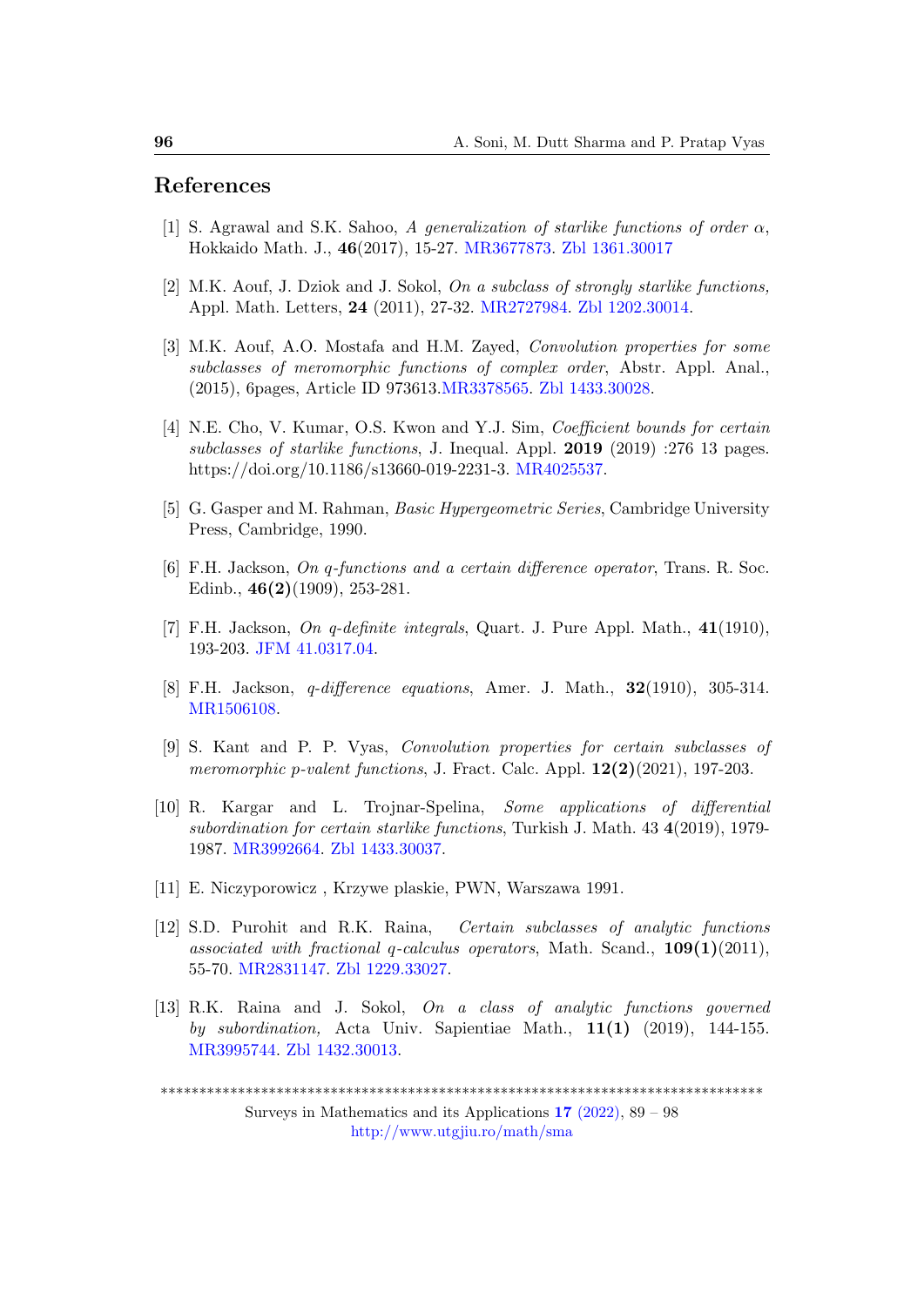## References

[1] S. Agrawal and S.K. Sahoo, *A generalization of starlike functions of order $\alpha$*, Hokkaido Math. J., **46**(2017), 15-27. MR3677873. Zbl 1361.30017

[2] M.K. Aouf, J. Dziok and J. Sokol, *On a subclass of strongly starlike functions,* Appl. Math. Letters, **24** (2011), 27-32. MR2727984. Zbl 1202.30014.

[3] M.K. Aouf, A.O. Mostafa and H.M. Zayed, *Convolution properties for some subclasses of meromorphic functions of complex order*, Abstr. Appl. Anal., (2015), 6pages, Article ID 973613.MR3378565. Zbl 1433.30028.

[4] N.E. Cho, V. Kumar, O.S. Kwon and Y.J. Sim, *Coefficient bounds for certain subclasses of starlike functions*, J. Inequal. Appl. **2019** (2019) :276 13 pages. https://doi.org/10.1186/s13660-019-2231-3. MR4025537.

[5] G. Gasper and M. Rahman, *Basic Hypergeometric Series*, Cambridge University Press, Cambridge, 1990.

[6] F.H. Jackson, *On q-functions and a certain difference operator*, Trans. R. Soc. Edinb., **46(2)**(1909), 253-281.

[7] F.H. Jackson, *On q-definite integrals*, Quart. J. Pure Appl. Math., **41**(1910), 193-203. JFM 41.0317.04.

[8] F.H. Jackson, *q-difference equations*, Amer. J. Math., **32**(1910), 305-314. MR1506108.

[9] S. Kant and P. P. Vyas, *Convolution properties for certain subclasses of meromorphic p-valent functions*, J. Fract. Calc. Appl. **12(2)**(2021), 197-203.

[10] R. Kargar and L. Trojnar-Spelina, *Some applications of differential subordination for certain starlike functions*, Turkish J. Math. 43 **4**(2019), 1979-1987. MR3992664. Zbl 1433.30037.

[11] E. Niczyporowicz , Krzywe plaskie, PWN, Warszawa 1991.

[12] S.D. Purohit and R.K. Raina, *Certain subclasses of analytic functions associated with fractional q-calculus operators*, Math. Scand., **109(1)**(2011), 55-70. MR2831147. Zbl 1229.33027.

[13] R.K. Raina and J. Sokol, *On a class of analytic functions governed by subordination,* Acta Univ. Sapientiae Math., **11(1)** (2019), 144-155. MR3995744. Zbl 1432.30013.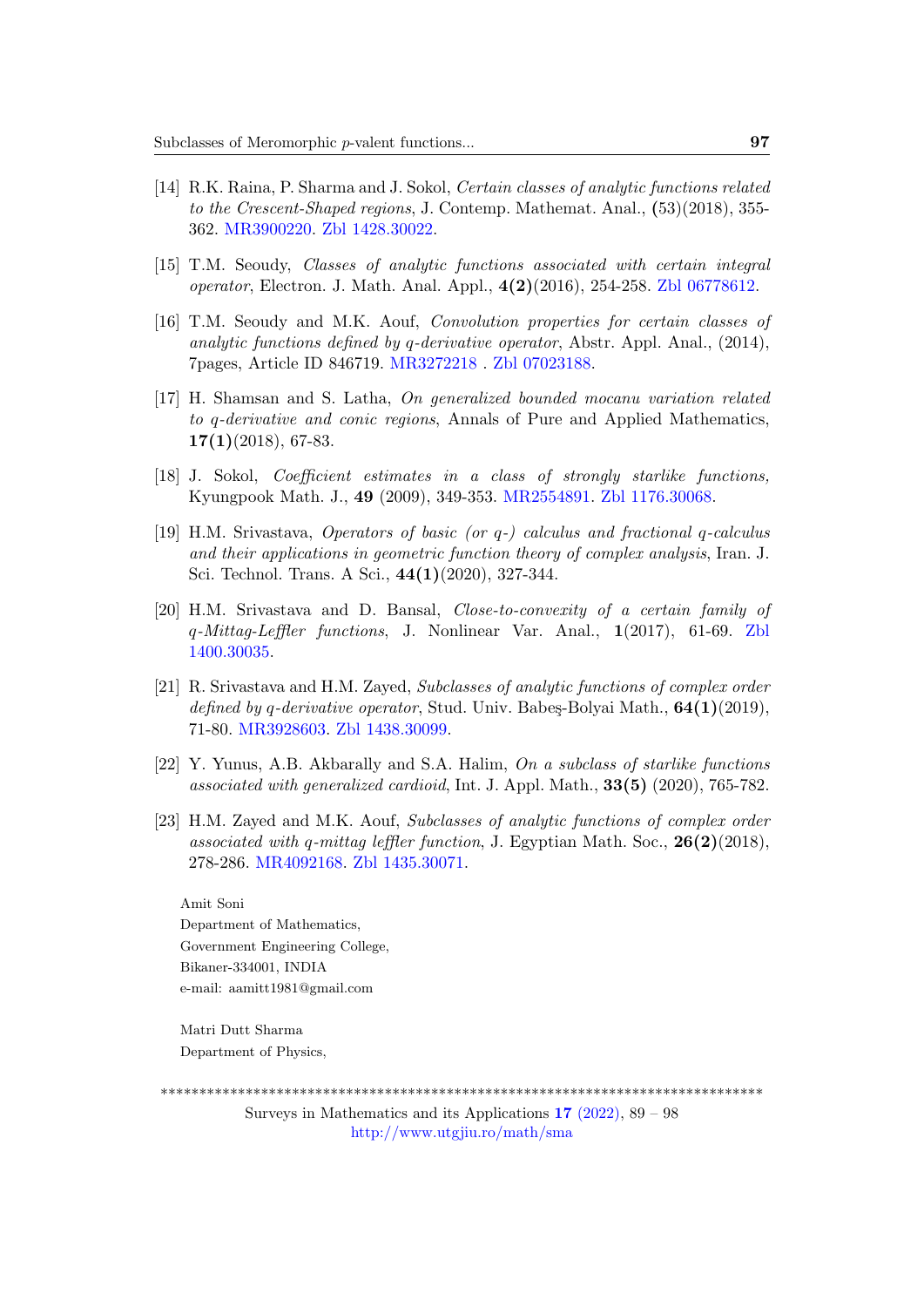[14] R.K. Raina, P. Sharma and J. Sokol, *Certain classes of analytic functions related to the Crescent-Shaped regions*, J. Contemp. Mathemat. Anal., (53)(2018), 355-362. MR3900220. Zbl 1428.30022.

[15] T.M. Seoudy, *Classes of analytic functions associated with certain integral operator*, Electron. J. Math. Anal. Appl., **4(2)**(2016), 254-258. Zbl 06778612.

[16] T.M. Seoudy and M.K. Aouf, *Convolution properties for certain classes of analytic functions defined by q-derivative operator*, Abstr. Appl. Anal., (2014), 7pages, Article ID 846719. MR3272218 . Zbl 07023188.

[17] H. Shamsan and S. Latha, *On generalized bounded mocanu variation related to q-derivative and conic regions*, Annals of Pure and Applied Mathematics, **17(1)**(2018), 67-83.

[18] J. Sokol, *Coefficient estimates in a class of strongly starlike functions,* Kyungpook Math. J., **49** (2009), 349-353. MR2554891. Zbl 1176.30068.

[19] H.M. Srivastava, *Operators of basic (or q-) calculus and fractional q-calculus and their applications in geometric function theory of complex analysis*, Iran. J. Sci. Technol. Trans. A Sci., **44(1)**(2020), 327-344.

[20] H.M. Srivastava and D. Bansal, *Close-to-convexity of a certain family of q-Mittag-Leffler functions*, J. Nonlinear Var. Anal., **1**(2017), 61-69. Zbl 1400.30035.

[21] R. Srivastava and H.M. Zayed, *Subclasses of analytic functions of complex order defined by q-derivative operator*, Stud. Univ. Babeş-Bolyai Math., **64(1)**(2019), 71-80. MR3928603. Zbl 1438.30099.

[22] Y. Yunus, A.B. Akbarally and S.A. Halim, *On a subclass of starlike functions associated with generalized cardioid*, Int. J. Appl. Math., **33(5)** (2020), 765-782.

[23] H.M. Zayed and M.K. Aouf, *Subclasses of analytic functions of complex order associated with q-mittag leffler function*, J. Egyptian Math. Soc., **26(2)**(2018), 278-286. MR4092168. Zbl 1435.30071.

Amit Soni
Department of Mathematics,
Government Engineering College,
Bikaner-334001, INDIA
e-mail: aamitt1981@gmail.com

Matri Dutt Sharma
Department of Physics,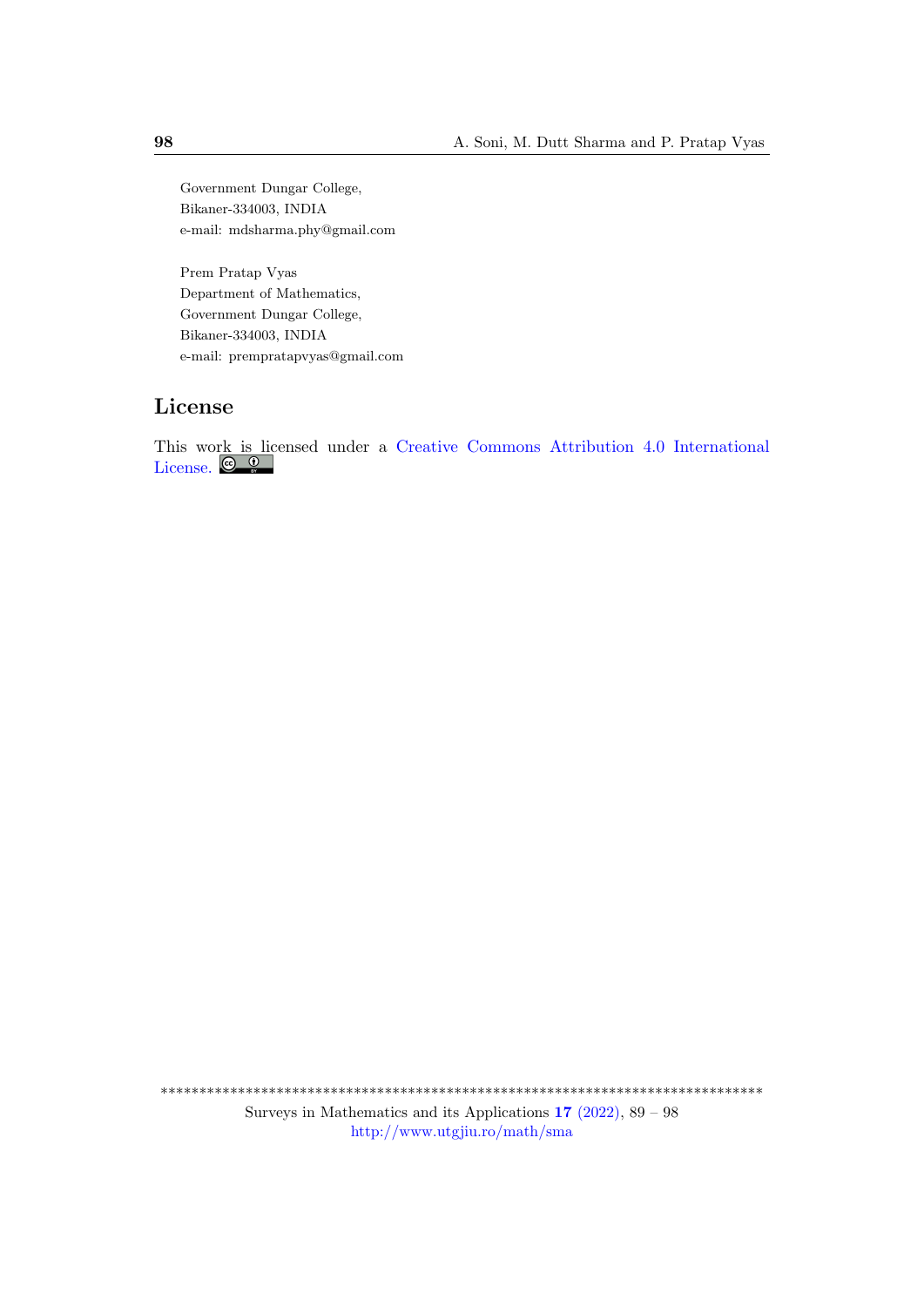Government Dungar College,
Bikaner-334003, INDIA
e-mail: mdsharma.phy@gmail.com

Prem Pratap Vyas
Department of Mathematics,
Government Dungar College,
Bikaner-334003, INDIA
e-mail: prempratapvyas@gmail.com

## License

This work is licensed under a Creative Commons Attribution 4.0 International License.